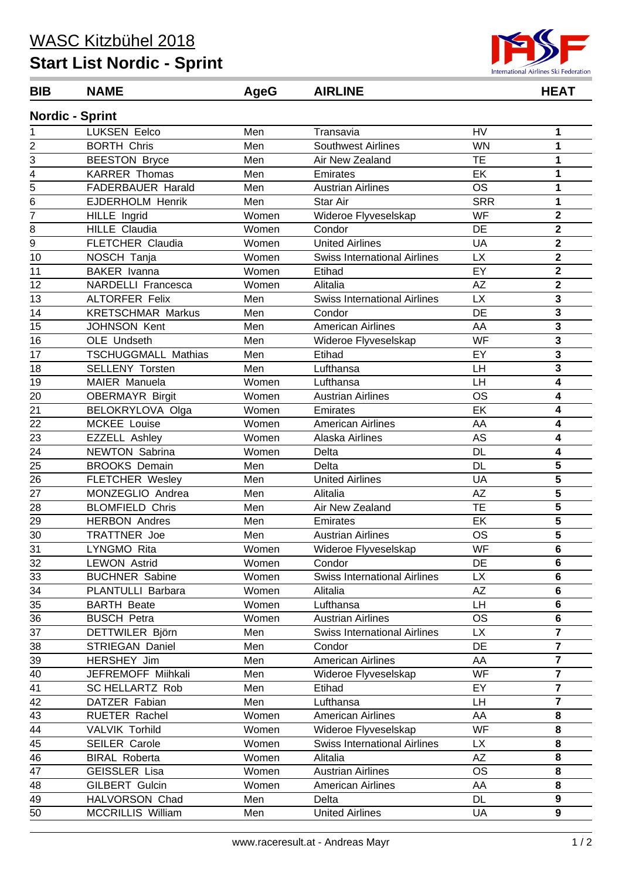# WASC Kitzbühel 2018

## Start List Nordic - Sprint

| BIB | NAME | AgeG | AIRLINE | | HEAT |
|---|---|---|---|---|---|
| **Nordic - Sprint** | | | | | |
| 1 | LUKSEN Eelco | Men | Transavia | HV | 1 |
| 2 | BORTH Chris | Men | Southwest Airlines | WN | 1 |
| 3 | BEESTON Bryce | Men | Air New Zealand | TE | 1 |
| 4 | KARRER Thomas | Men | Emirates | EK | 1 |
| 5 | FADERBAUER Harald | Men | Austrian Airlines | OS | 1 |
| 6 | EJDERHOLM Henrik | Men | Star Air | SRR | 1 |
| 7 | HILLE Ingrid | Women | Wideroe Flyveselskap | WF | 2 |
| 8 | HILLE Claudia | Women | Condor | DE | 2 |
| 9 | FLETCHER Claudia | Women | United Airlines | UA | 2 |
| 10 | NOSCH Tanja | Women | Swiss International Airlines | LX | 2 |
| 11 | BAKER Ivanna | Women | Etihad | EY | 2 |
| 12 | NARDELLI Francesca | Women | Alitalia | AZ | 2 |
| 13 | ALTORFER Felix | Men | Swiss International Airlines | LX | 3 |
| 14 | KRETSCHMAR Markus | Men | Condor | DE | 3 |
| 15 | JOHNSON Kent | Men | American Airlines | AA | 3 |
| 16 | OLE Undseth | Men | Wideroe Flyveselskap | WF | 3 |
| 17 | TSCHUGGMALL Mathias | Men | Etihad | EY | 3 |
| 18 | SELLENY Torsten | Men | Lufthansa | LH | 3 |
| 19 | MAIER Manuela | Women | Lufthansa | LH | 4 |
| 20 | OBERMAYR Birgit | Women | Austrian Airlines | OS | 4 |
| 21 | BELOKRYLOVA Olga | Women | Emirates | EK | 4 |
| 22 | MCKEE Louise | Women | American Airlines | AA | 4 |
| 23 | EZZELL Ashley | Women | Alaska Airlines | AS | 4 |
| 24 | NEWTON Sabrina | Women | Delta | DL | 4 |
| 25 | BROOKS Demain | Men | Delta | DL | 5 |
| 26 | FLETCHER Wesley | Men | United Airlines | UA | 5 |
| 27 | MONZEGLIO Andrea | Men | Alitalia | AZ | 5 |
| 28 | BLOMFIELD Chris | Men | Air New Zealand | TE | 5 |
| 29 | HERBON Andres | Men | Emirates | EK | 5 |
| 30 | TRATTNER Joe | Men | Austrian Airlines | OS | 5 |
| 31 | LYNGMO Rita | Women | Wideroe Flyveselskap | WF | 6 |
| 32 | LEWON Astrid | Women | Condor | DE | 6 |
| 33 | BUCHNER Sabine | Women | Swiss International Airlines | LX | 6 |
| 34 | PLANTULLI Barbara | Women | Alitalia | AZ | 6 |
| 35 | BARTH Beate | Women | Lufthansa | LH | 6 |
| 36 | BUSCH Petra | Women | Austrian Airlines | OS | 6 |
| 37 | DETTWILER Björn | Men | Swiss International Airlines | LX | 7 |
| 38 | STRIEGAN Daniel | Men | Condor | DE | 7 |
| 39 | HERSHEY Jim | Men | American Airlines | AA | 7 |
| 40 | JEFREMOFF Miihkali | Men | Wideroe Flyveselskap | WF | 7 |
| 41 | SC HELLARTZ Rob | Men | Etihad | EY | 7 |
| 42 | DATZER Fabian | Men | Lufthansa | LH | 7 |
| 43 | RUETER Rachel | Women | American Airlines | AA | 8 |
| 44 | VALVIK Torhild | Women | Wideroe Flyveselskap | WF | 8 |
| 45 | SEILER Carole | Women | Swiss International Airlines | LX | 8 |
| 46 | BIRAL Roberta | Women | Alitalia | AZ | 8 |
| 47 | GEISSLER Lisa | Women | Austrian Airlines | OS | 8 |
| 48 | GILBERT Gulcin | Women | American Airlines | AA | 8 |
| 49 | HALVORSON Chad | Men | Delta | DL | 9 |
| 50 | MCCRILLIS William | Men | United Airlines | UA | 9 |

www.raceresult.at - Andreas Mayr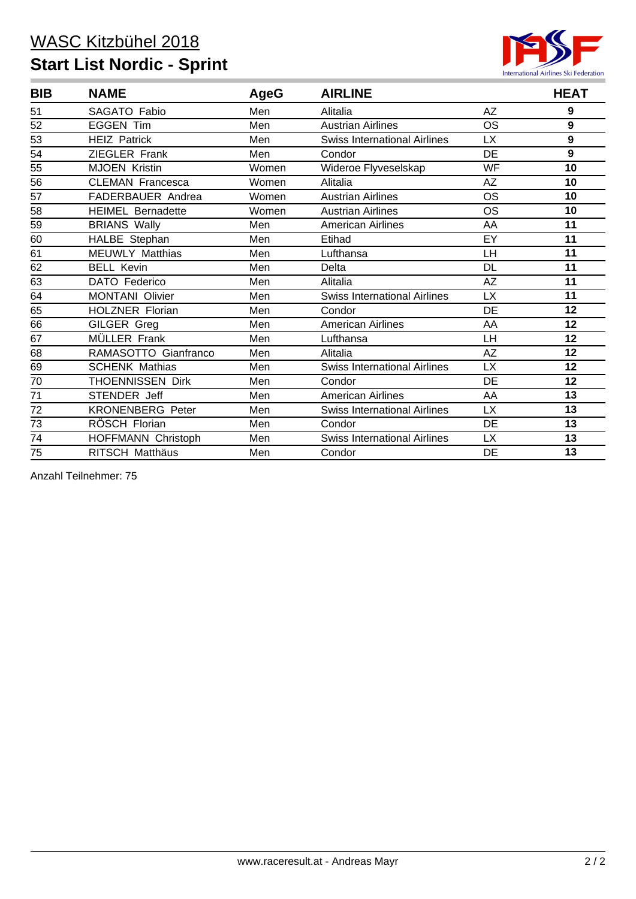# WASC Kitzbühel 2018

## Start List Nordic - Sprint

| BIB | NAME | AgeG | AIRLINE | | HEAT |
|---|---|---|---|---|---|
| 51 | SAGATO Fabio | Men | Alitalia | AZ | 9 |
| 52 | EGGEN Tim | Men | Austrian Airlines | OS | 9 |
| 53 | HEIZ Patrick | Men | Swiss International Airlines | LX | 9 |
| 54 | ZIEGLER Frank | Men | Condor | DE | 9 |
| 55 | MJOEN Kristin | Women | Wideroe Flyveselskap | WF | 10 |
| 56 | CLEMAN Francesca | Women | Alitalia | AZ | 10 |
| 57 | FADERBAUER Andrea | Women | Austrian Airlines | OS | 10 |
| 58 | HEIMEL Bernadette | Women | Austrian Airlines | OS | 10 |
| 59 | BRIANS Wally | Men | American Airlines | AA | 11 |
| 60 | HALBE Stephan | Men | Etihad | EY | 11 |
| 61 | MEUWLY Matthias | Men | Lufthansa | LH | 11 |
| 62 | BELL Kevin | Men | Delta | DL | 11 |
| 63 | DATO Federico | Men | Alitalia | AZ | 11 |
| 64 | MONTANI Olivier | Men | Swiss International Airlines | LX | 11 |
| 65 | HOLZNER Florian | Men | Condor | DE | 12 |
| 66 | GILGER Greg | Men | American Airlines | AA | 12 |
| 67 | MÜLLER Frank | Men | Lufthansa | LH | 12 |
| 68 | RAMASOTTO Gianfranco | Men | Alitalia | AZ | 12 |
| 69 | SCHENK Mathias | Men | Swiss International Airlines | LX | 12 |
| 70 | THOENNISSEN Dirk | Men | Condor | DE | 12 |
| 71 | STENDER Jeff | Men | American Airlines | AA | 13 |
| 72 | KRONENBERG Peter | Men | Swiss International Airlines | LX | 13 |
| 73 | RÖSCH Florian | Men | Condor | DE | 13 |
| 74 | HOFFMANN Christoph | Men | Swiss International Airlines | LX | 13 |
| 75 | RITSCH Matthäus | Men | Condor | DE | 13 |

Anzahl Teilnehmer: 75